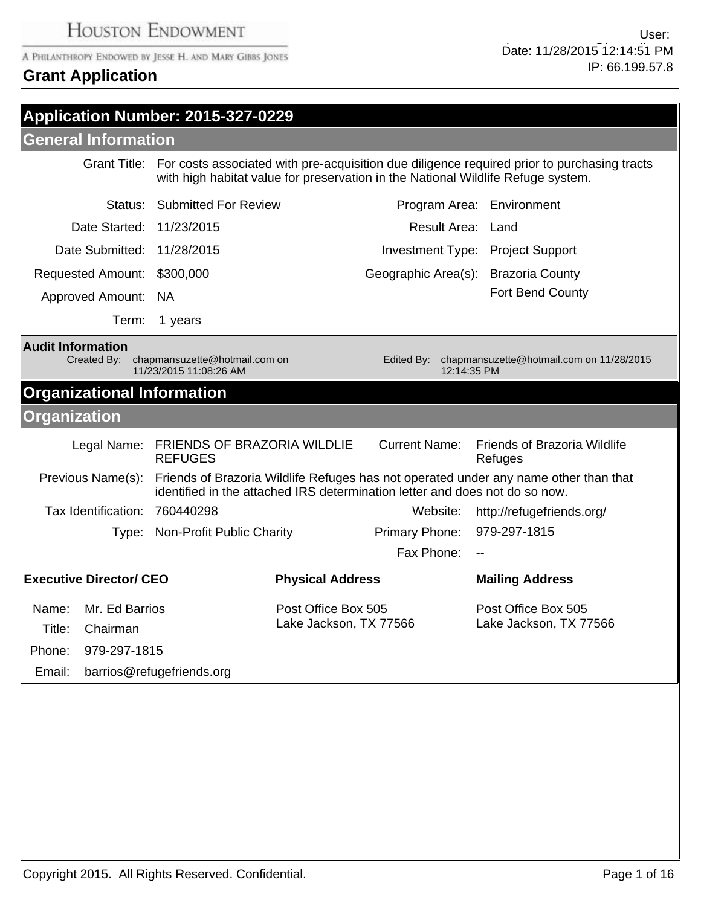# HOUSTON ENDOWMENT

A PHILANTHROPY ENDOWED BY JESSE H. AND MARY GIBBS JONES

User:
Date: 11/28/2015 12:14:51 PM
IP: 66.199.57.8

## Grant Application

## Application Number: 2015-327-0229

### General Information

**Grant Title:** For costs associated with pre-acquisition due diligence required prior to purchasing tracts with high habitat value for preservation in the National Wildlife Refuge system.

| | | | |
|---|---|---|---|
| Status: | Submitted For Review | Program Area: | Environment |
| Date Started: | 11/23/2015 | Result Area: | Land |
| Date Submitted: | 11/28/2015 | Investment Type: | Project Support |
| Requested Amount: | $300,000 | Geographic Area(s): | Brazoria County<br>Fort Bend County |
| Approved Amount: | NA | | |
| Term: | 1 years | | |

**Audit Information**

Created By: chapmansuzette@hotmail.com on 11/23/2015 11:08:26 AM

Edited By: chapmansuzette@hotmail.com on 11/28/2015 12:14:35 PM

## Organizational Information

### Organization

| | | | |
|---|---|---|---|
| Legal Name: | FRIENDS OF BRAZORIA WILDLIE REFUGES | Current Name: | Friends of Brazoria Wildlife Refuges |
| Previous Name(s): | Friends of Brazoria Wildlife Refuges has not operated under any name other than that identified in the attached IRS determination letter and does not do so now. | | |
| Tax Identification: | 760440298 | Website: | http://refugefriends.org/ |
| Type: | Non-Profit Public Charity | Primary Phone: | 979-297-1815 |
| | | Fax Phone: | -- |

**Executive Director/ CEO**

Name: Mr. Ed Barrios
Title: Chairman
Phone: 979-297-1815
Email: barrios@refugefriends.org

**Physical Address**

Post Office Box 505
Lake Jackson, TX 77566

**Mailing Address**

Post Office Box 505
Lake Jackson, TX 77566

Copyright 2015. All Rights Reserved. Confidential.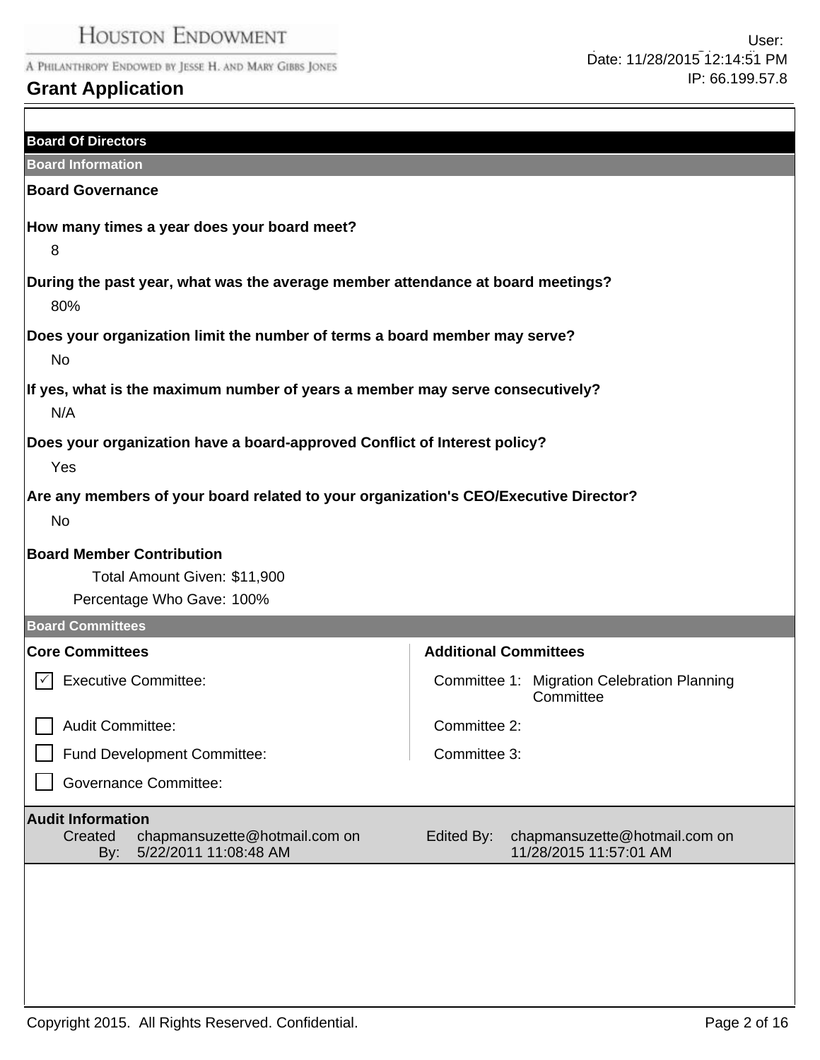## Board Of Directors

### Board Information

**Board Governance**

**How many times a year does your board meet?**

8

**During the past year, what was the average member attendance at board meetings?**

80%

**Does your organization limit the number of terms a board member may serve?**

No

**If yes, what is the maximum number of years a member may serve consecutively?**

N/A

**Does your organization have a board-approved Conflict of Interest policy?**

Yes

**Are any members of your board related to your organization's CEO/Executive Director?**

No

**Board Member Contribution**

Total Amount Given: $11,900

Percentage Who Gave: 100%

### Board Committees

**Core Committees**

- [x] Executive Committee:
- [ ] Audit Committee:
- [ ] Fund Development Committee:
- [ ] Governance Committee:

**Additional Committees**

Committee 1: Migration Celebration Planning Committee

Committee 2:

Committee 3:

**Audit Information**

Created By: chapmansuzette@hotmail.com on 5/22/2011 11:08:48 AM

Edited By: chapmansuzette@hotmail.com on 11/28/2015 11:57:01 AM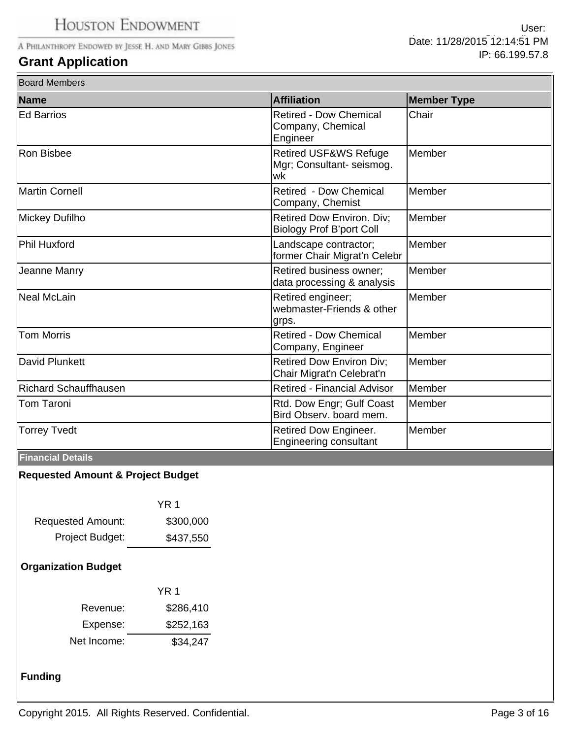## Grant Application

### Board Members

| Name | Affiliation | Member Type |
|---|---|---|
| Ed Barrios | Retired - Dow Chemical Company, Chemical Engineer | Chair |
| Ron Bisbee | Retired USF&WS Refuge Mgr; Consultant- seismog. wk | Member |
| Martin Cornell | Retired - Dow Chemical Company, Chemist | Member |
| Mickey Dufilho | Retired Dow Environ. Div; Biology Prof B'port Coll | Member |
| Phil Huxford | Landscape contractor; former Chair Migrat'n Celebr | Member |
| Jeanne Manry | Retired business owner; data processing & analysis | Member |
| Neal McLain | Retired engineer; webmaster-Friends & other grps. | Member |
| Tom Morris | Retired - Dow Chemical Company, Engineer | Member |
| David Plunkett | Retired Dow Environ Div; Chair Migrat'n Celebrat'n | Member |
| Richard Schauffhausen | Retired - Financial Advisor | Member |
| Tom Taroni | Rtd. Dow Engr; Gulf Coast Bird Observ. board mem. | Member |
| Torrey Tvedt | Retired Dow Engineer. Engineering consultant | Member |

### Financial Details

**Requested Amount & Project Budget**

| | YR 1 |
|---|---|
| Requested Amount: | $300,000 |
| Project Budget: | $437,550 |

**Organization Budget**

| | YR 1 |
|---|---|
| Revenue: | $286,410 |
| Expense: | $252,163 |
| Net Income: | $34,247 |

**Funding**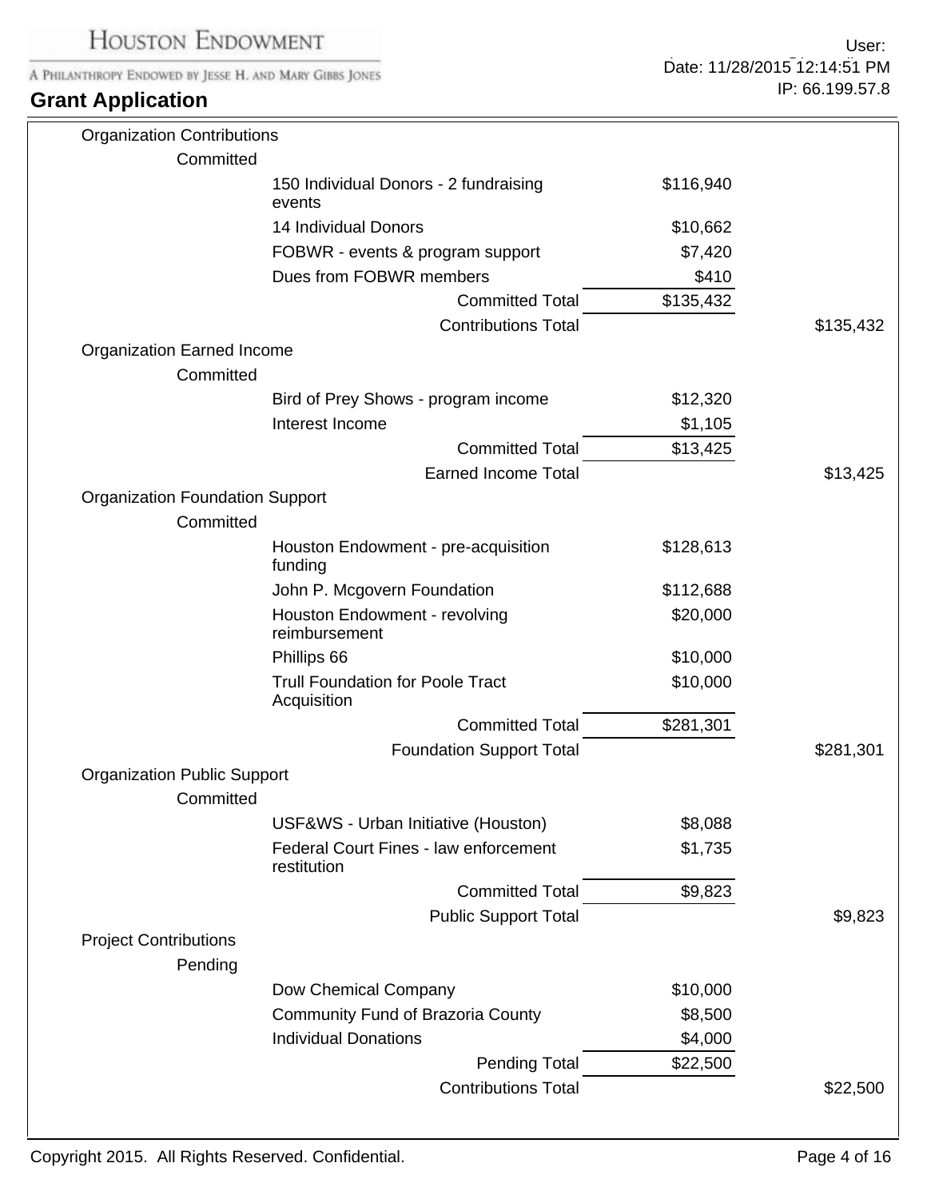| Category | Status | Source | Amount | Total |
|---|---|---|---|---|
| Organization Contributions | | | | |
| | Committed | | | |
| | | 150 Individual Donors - 2 fundraising events | $116,940 | |
| | | 14 Individual Donors | $10,662 | |
| | | FOBWR - events & program support | $7,420 | |
| | | Dues from FOBWR members | $410 | |
| | | Committed Total | $135,432 | |
| | | Contributions Total | | $135,432 |
| Organization Earned Income | | | | |
| | Committed | | | |
| | | Bird of Prey Shows - program income | $12,320 | |
| | | Interest Income | $1,105 | |
| | | Committed Total | $13,425 | |
| | | Earned Income Total | | $13,425 |
| Organization Foundation Support | | | | |
| | Committed | | | |
| | | Houston Endowment - pre-acquisition funding | $128,613 | |
| | | John P. Mcgovern Foundation | $112,688 | |
| | | Houston Endowment - revolving reimbursement | $20,000 | |
| | | Phillips 66 | $10,000 | |
| | | Trull Foundation for Poole Tract Acquisition | $10,000 | |
| | | Committed Total | $281,301 | |
| | | Foundation Support Total | | $281,301 |
| Organization Public Support | | | | |
| | Committed | | | |
| | | USF&WS - Urban Initiative (Houston) | $8,088 | |
| | | Federal Court Fines - law enforcement restitution | $1,735 | |
| | | Committed Total | $9,823 | |
| | | Public Support Total | | $9,823 |
| Project Contributions | | | | |
| | Pending | | | |
| | | Dow Chemical Company | $10,000 | |
| | | Community Fund of Brazoria County | $8,500 | |
| | | Individual Donations | $4,000 | |
| | | Pending Total | $22,500 | |
| | | Contributions Total | | $22,500 |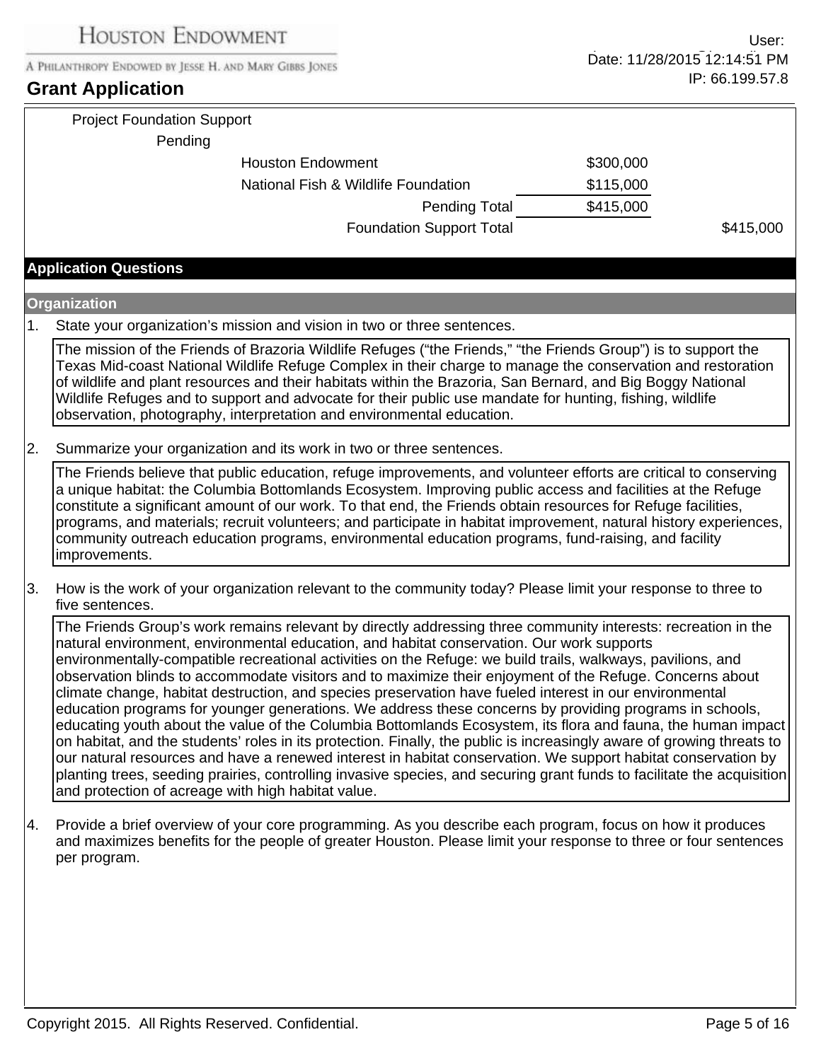Project Foundation Support

| | | | |
|---|---|---|---|
| Pending | | | |
| | Houston Endowment | $300,000 | |
| | National Fish & Wildlife Foundation | $115,000 | |
| | Pending Total | $415,000 | |
| | Foundation Support Total | | $415,000 |

## Application Questions

### Organization

1. State your organization's mission and vision in two or three sentences.

The mission of the Friends of Brazoria Wildlife Refuges ("the Friends," "the Friends Group") is to support the Texas Mid-coast National Wildlife Refuge Complex in their charge to manage the conservation and restoration of wildlife and plant resources and their habitats within the Brazoria, San Bernard, and Big Boggy National Wildlife Refuges and to support and advocate for their public use mandate for hunting, fishing, wildlife observation, photography, interpretation and environmental education.

2. Summarize your organization and its work in two or three sentences.

The Friends believe that public education, refuge improvements, and volunteer efforts are critical to conserving a unique habitat: the Columbia Bottomlands Ecosystem. Improving public access and facilities at the Refuge constitute a significant amount of our work. To that end, the Friends obtain resources for Refuge facilities, programs, and materials; recruit volunteers; and participate in habitat improvement, natural history experiences, community outreach education programs, environmental education programs, fund-raising, and facility improvements.

3. How is the work of your organization relevant to the community today? Please limit your response to three to five sentences.

The Friends Group's work remains relevant by directly addressing three community interests: recreation in the natural environment, environmental education, and habitat conservation. Our work supports environmentally-compatible recreational activities on the Refuge: we build trails, walkways, pavilions, and observation blinds to accommodate visitors and to maximize their enjoyment of the Refuge. Concerns about climate change, habitat destruction, and species preservation have fueled interest in our environmental education programs for younger generations. We address these concerns by providing programs in schools, educating youth about the value of the Columbia Bottomlands Ecosystem, its flora and fauna, the human impact on habitat, and the students' roles in its protection. Finally, the public is increasingly aware of growing threats to our natural resources and have a renewed interest in habitat conservation. We support habitat conservation by planting trees, seeding prairies, controlling invasive species, and securing grant funds to facilitate the acquisition and protection of acreage with high habitat value.

4. Provide a brief overview of your core programming. As you describe each program, focus on how it produces and maximizes benefits for the people of greater Houston. Please limit your response to three or four sentences per program.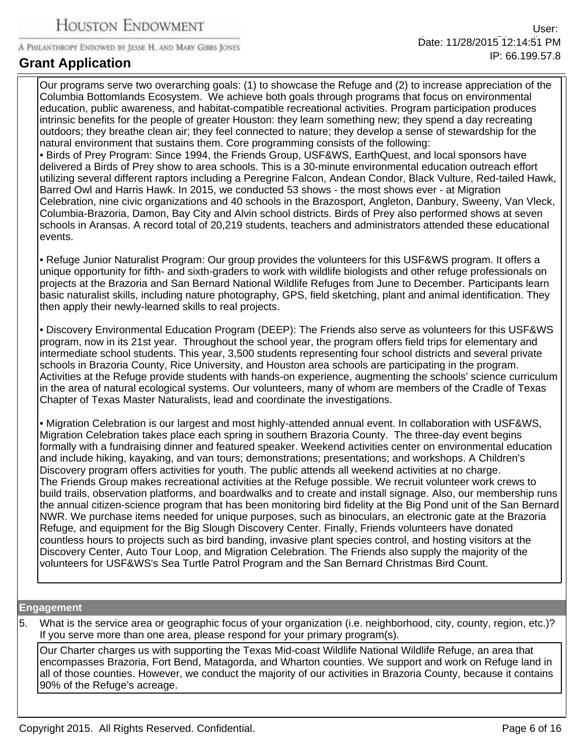Our programs serve two overarching goals: (1) to showcase the Refuge and (2) to increase appreciation of the Columbia Bottomlands Ecosystem. We achieve both goals through programs that focus on environmental education, public awareness, and habitat-compatible recreational activities. Program participation produces intrinsic benefits for the people of greater Houston: they learn something new; they spend a day recreating outdoors; they breathe clean air; they feel connected to nature; they develop a sense of stewardship for the natural environment that sustains them. Core programming consists of the following:

• Birds of Prey Program: Since 1994, the Friends Group, USF&WS, EarthQuest, and local sponsors have delivered a Birds of Prey show to area schools. This is a 30-minute environmental education outreach effort utilizing several different raptors including a Peregrine Falcon, Andean Condor, Black Vulture, Red-tailed Hawk, Barred Owl and Harris Hawk. In 2015, we conducted 53 shows - the most shows ever - at Migration Celebration, nine civic organizations and 40 schools in the Brazosport, Angleton, Danbury, Sweeny, Van Vleck, Columbia-Brazoria, Damon, Bay City and Alvin school districts. Birds of Prey also performed shows at seven schools in Aransas. A record total of 20,219 students, teachers and administrators attended these educational events.

• Refuge Junior Naturalist Program: Our group provides the volunteers for this USF&WS program. It offers a unique opportunity for fifth- and sixth-graders to work with wildlife biologists and other refuge professionals on projects at the Brazoria and San Bernard National Wildlife Refuges from June to December. Participants learn basic naturalist skills, including nature photography, GPS, field sketching, plant and animal identification. They then apply their newly-learned skills to real projects.

• Discovery Environmental Education Program (DEEP): The Friends also serve as volunteers for this USF&WS program, now in its 21st year. Throughout the school year, the program offers field trips for elementary and intermediate school students. This year, 3,500 students representing four school districts and several private schools in Brazoria County, Rice University, and Houston area schools are participating in the program. Activities at the Refuge provide students with hands-on experience, augmenting the schools' science curriculum in the area of natural ecological systems. Our volunteers, many of whom are members of the Cradle of Texas Chapter of Texas Master Naturalists, lead and coordinate the investigations.

• Migration Celebration is our largest and most highly-attended annual event. In collaboration with USF&WS, Migration Celebration takes place each spring in southern Brazoria County. The three-day event begins formally with a fundraising dinner and featured speaker. Weekend activities center on environmental education and include hiking, kayaking, and van tours; demonstrations; presentations; and workshops. A Children's Discovery program offers activities for youth. The public attends all weekend activities at no charge.
The Friends Group makes recreational activities at the Refuge possible. We recruit volunteer work crews to build trails, observation platforms, and boardwalks and to create and install signage. Also, our membership runs the annual citizen-science program that has been monitoring bird fidelity at the Big Pond unit of the San Bernard NWR. We purchase items needed for unique purposes, such as binoculars, an electronic gate at the Brazoria Refuge, and equipment for the Big Slough Discovery Center. Finally, Friends volunteers have donated countless hours to projects such as bird banding, invasive plant species control, and hosting visitors at the Discovery Center, Auto Tour Loop, and Migration Celebration. The Friends also supply the majority of the volunteers for USF&WS's Sea Turtle Patrol Program and the San Bernard Christmas Bird Count.

## Engagement

5. What is the service area or geographic focus of your organization (i.e. neighborhood, city, county, region, etc.)? If you serve more than one area, please respond for your primary program(s).

Our Charter charges us with supporting the Texas Mid-coast Wildlife National Wildlife Refuge, an area that encompasses Brazoria, Fort Bend, Matagorda, and Wharton counties. We support and work on Refuge land in all of those counties. However, we conduct the majority of our activities in Brazoria County, because it contains 90% of the Refuge's acreage.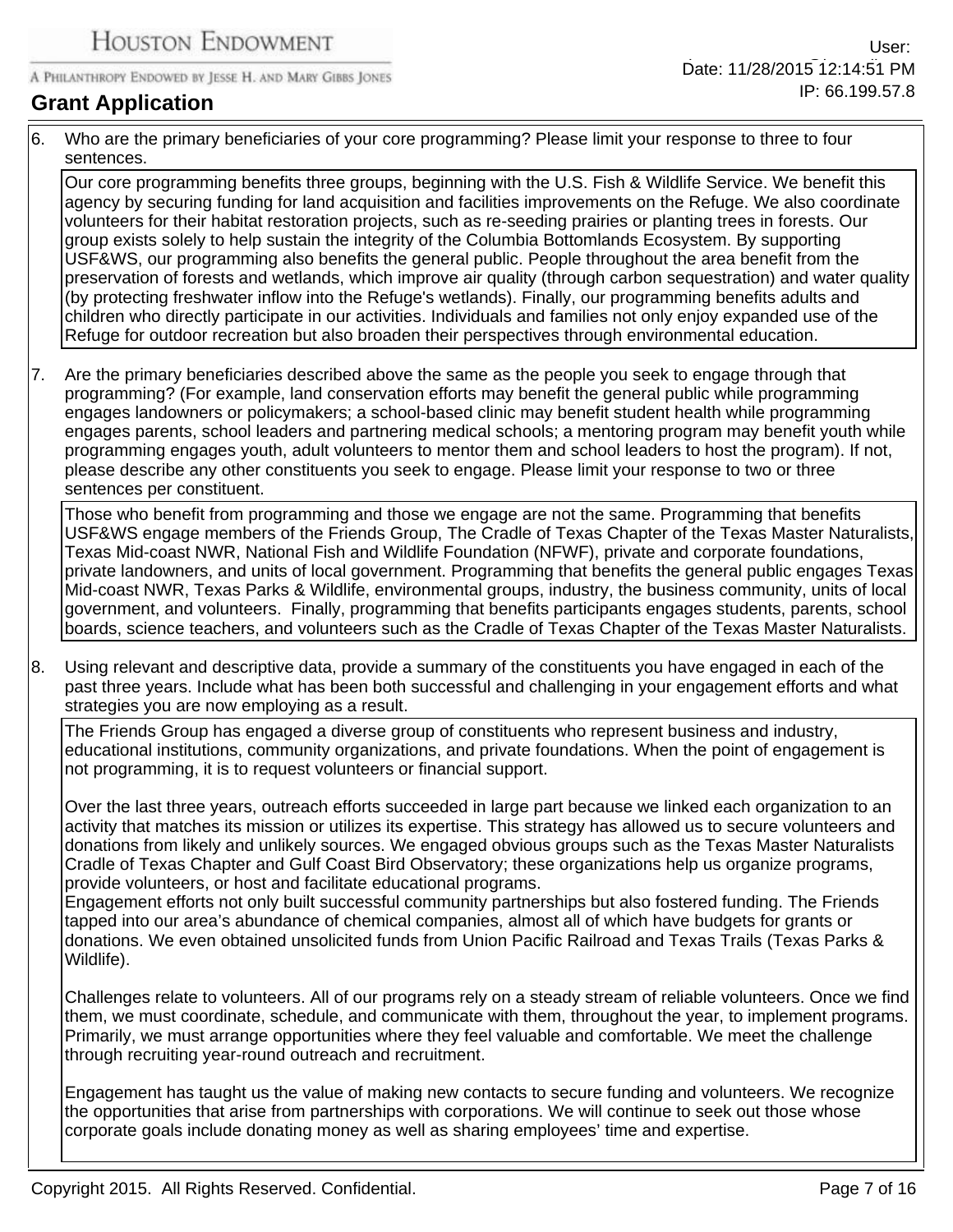6. Who are the primary beneficiaries of your core programming? Please limit your response to three to four sentences.

Our core programming benefits three groups, beginning with the U.S. Fish & Wildlife Service. We benefit this agency by securing funding for land acquisition and facilities improvements on the Refuge. We also coordinate volunteers for their habitat restoration projects, such as re-seeding prairies or planting trees in forests. Our group exists solely to help sustain the integrity of the Columbia Bottomlands Ecosystem. By supporting USF&WS, our programming also benefits the general public. People throughout the area benefit from the preservation of forests and wetlands, which improve air quality (through carbon sequestration) and water quality (by protecting freshwater inflow into the Refuge's wetlands). Finally, our programming benefits adults and children who directly participate in our activities. Individuals and families not only enjoy expanded use of the Refuge for outdoor recreation but also broaden their perspectives through environmental education.

7. Are the primary beneficiaries described above the same as the people you seek to engage through that programming? (For example, land conservation efforts may benefit the general public while programming engages landowners or policymakers; a school-based clinic may benefit student health while programming engages parents, school leaders and partnering medical schools; a mentoring program may benefit youth while programming engages youth, adult volunteers to mentor them and school leaders to host the program). If not, please describe any other constituents you seek to engage. Please limit your response to two or three sentences per constituent.

Those who benefit from programming and those we engage are not the same. Programming that benefits USF&WS engage members of the Friends Group, The Cradle of Texas Chapter of the Texas Master Naturalists, Texas Mid-coast NWR, National Fish and Wildlife Foundation (NFWF), private and corporate foundations, private landowners, and units of local government. Programming that benefits the general public engages Texas Mid-coast NWR, Texas Parks & Wildlife, environmental groups, industry, the business community, units of local government, and volunteers. Finally, programming that benefits participants engages students, parents, school boards, science teachers, and volunteers such as the Cradle of Texas Chapter of the Texas Master Naturalists.

8. Using relevant and descriptive data, provide a summary of the constituents you have engaged in each of the past three years. Include what has been both successful and challenging in your engagement efforts and what strategies you are now employing as a result.

The Friends Group has engaged a diverse group of constituents who represent business and industry, educational institutions, community organizations, and private foundations. When the point of engagement is not programming, it is to request volunteers or financial support.

Over the last three years, outreach efforts succeeded in large part because we linked each organization to an activity that matches its mission or utilizes its expertise. This strategy has allowed us to secure volunteers and donations from likely and unlikely sources. We engaged obvious groups such as the Texas Master Naturalists Cradle of Texas Chapter and Gulf Coast Bird Observatory; these organizations help us organize programs, provide volunteers, or host and facilitate educational programs.
Engagement efforts not only built successful community partnerships but also fostered funding. The Friends tapped into our area's abundance of chemical companies, almost all of which have budgets for grants or donations. We even obtained unsolicited funds from Union Pacific Railroad and Texas Trails (Texas Parks & Wildlife).

Challenges relate to volunteers. All of our programs rely on a steady stream of reliable volunteers. Once we find them, we must coordinate, schedule, and communicate with them, throughout the year, to implement programs. Primarily, we must arrange opportunities where they feel valuable and comfortable. We meet the challenge through recruiting year-round outreach and recruitment.

Engagement has taught us the value of making new contacts to secure funding and volunteers. We recognize the opportunities that arise from partnerships with corporations. We will continue to seek out those whose corporate goals include donating money as well as sharing employees' time and expertise.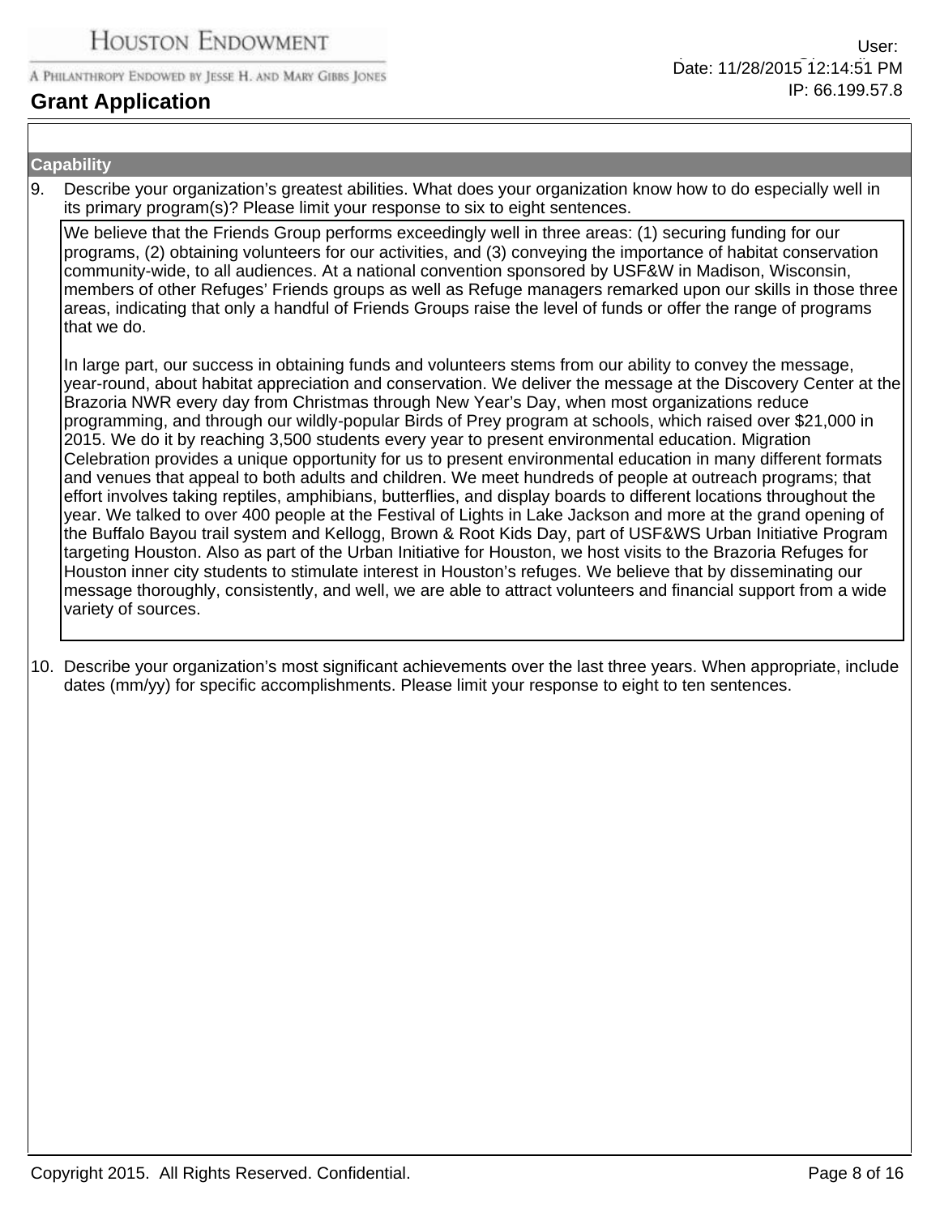## Capability

9. Describe your organization's greatest abilities. What does your organization know how to do especially well in its primary program(s)? Please limit your response to six to eight sentences.

We believe that the Friends Group performs exceedingly well in three areas: (1) securing funding for our programs, (2) obtaining volunteers for our activities, and (3) conveying the importance of habitat conservation community-wide, to all audiences. At a national convention sponsored by USF&W in Madison, Wisconsin, members of other Refuges' Friends groups as well as Refuge managers remarked upon our skills in those three areas, indicating that only a handful of Friends Groups raise the level of funds or offer the range of programs that we do.

In large part, our success in obtaining funds and volunteers stems from our ability to convey the message, year-round, about habitat appreciation and conservation. We deliver the message at the Discovery Center at the Brazoria NWR every day from Christmas through New Year's Day, when most organizations reduce programming, and through our wildly-popular Birds of Prey program at schools, which raised over $21,000 in 2015. We do it by reaching 3,500 students every year to present environmental education. Migration Celebration provides a unique opportunity for us to present environmental education in many different formats and venues that appeal to both adults and children. We meet hundreds of people at outreach programs; that effort involves taking reptiles, amphibians, butterflies, and display boards to different locations throughout the year. We talked to over 400 people at the Festival of Lights in Lake Jackson and more at the grand opening of the Buffalo Bayou trail system and Kellogg, Brown & Root Kids Day, part of USF&WS Urban Initiative Program targeting Houston. Also as part of the Urban Initiative for Houston, we host visits to the Brazoria Refuges for Houston inner city students to stimulate interest in Houston's refuges. We believe that by disseminating our message thoroughly, consistently, and well, we are able to attract volunteers and financial support from a wide variety of sources.

10. Describe your organization's most significant achievements over the last three years. When appropriate, include dates (mm/yy) for specific accomplishments. Please limit your response to eight to ten sentences.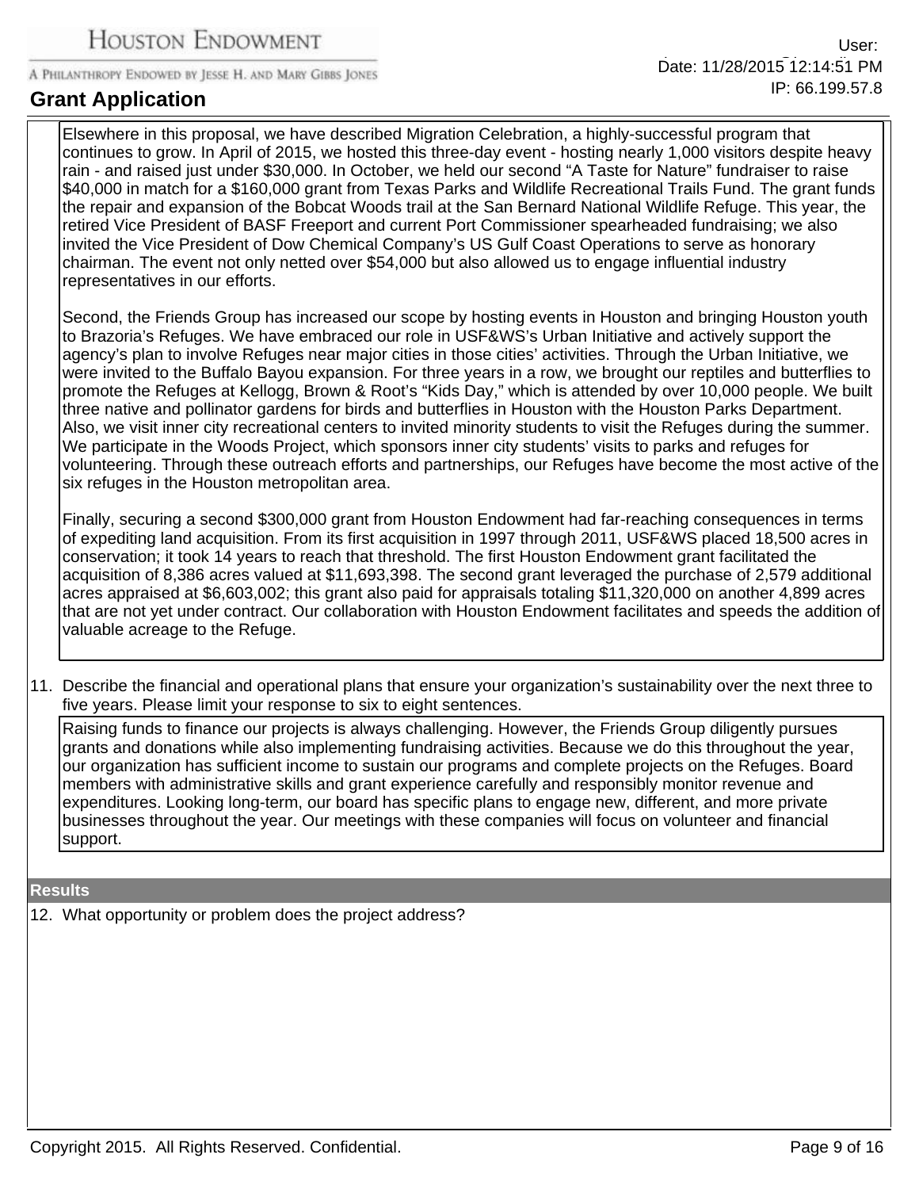Elsewhere in this proposal, we have described Migration Celebration, a highly-successful program that continues to grow. In April of 2015, we hosted this three-day event - hosting nearly 1,000 visitors despite heavy rain - and raised just under $30,000. In October, we held our second “A Taste for Nature” fundraiser to raise $40,000 in match for a $160,000 grant from Texas Parks and Wildlife Recreational Trails Fund. The grant funds the repair and expansion of the Bobcat Woods trail at the San Bernard National Wildlife Refuge. This year, the retired Vice President of BASF Freeport and current Port Commissioner spearheaded fundraising; we also invited the Vice President of Dow Chemical Company’s US Gulf Coast Operations to serve as honorary chairman. The event not only netted over $54,000 but also allowed us to engage influential industry representatives in our efforts.

Second, the Friends Group has increased our scope by hosting events in Houston and bringing Houston youth to Brazoria’s Refuges. We have embraced our role in USF&WS’s Urban Initiative and actively support the agency’s plan to involve Refuges near major cities in those cities’ activities. Through the Urban Initiative, we were invited to the Buffalo Bayou expansion. For three years in a row, we brought our reptiles and butterflies to promote the Refuges at Kellogg, Brown & Root’s “Kids Day,” which is attended by over 10,000 people. We built three native and pollinator gardens for birds and butterflies in Houston with the Houston Parks Department. Also, we visit inner city recreational centers to invited minority students to visit the Refuges during the summer. We participate in the Woods Project, which sponsors inner city students’ visits to parks and refuges for volunteering. Through these outreach efforts and partnerships, our Refuges have become the most active of the six refuges in the Houston metropolitan area.

Finally, securing a second $300,000 grant from Houston Endowment had far-reaching consequences in terms of expediting land acquisition. From its first acquisition in 1997 through 2011, USF&WS placed 18,500 acres in conservation; it took 14 years to reach that threshold. The first Houston Endowment grant facilitated the acquisition of 8,386 acres valued at $11,693,398. The second grant leveraged the purchase of 2,579 additional acres appraised at $6,603,002; this grant also paid for appraisals totaling $11,320,000 on another 4,899 acres that are not yet under contract. Our collaboration with Houston Endowment facilitates and speeds the addition of valuable acreage to the Refuge.

11. Describe the financial and operational plans that ensure your organization’s sustainability over the next three to five years. Please limit your response to six to eight sentences.

Raising funds to finance our projects is always challenging. However, the Friends Group diligently pursues grants and donations while also implementing fundraising activities. Because we do this throughout the year, our organization has sufficient income to sustain our programs and complete projects on the Refuges. Board members with administrative skills and grant experience carefully and responsibly monitor revenue and expenditures. Looking long-term, our board has specific plans to engage new, different, and more private businesses throughout the year. Our meetings with these companies will focus on volunteer and financial support.

## Results

12. What opportunity or problem does the project address?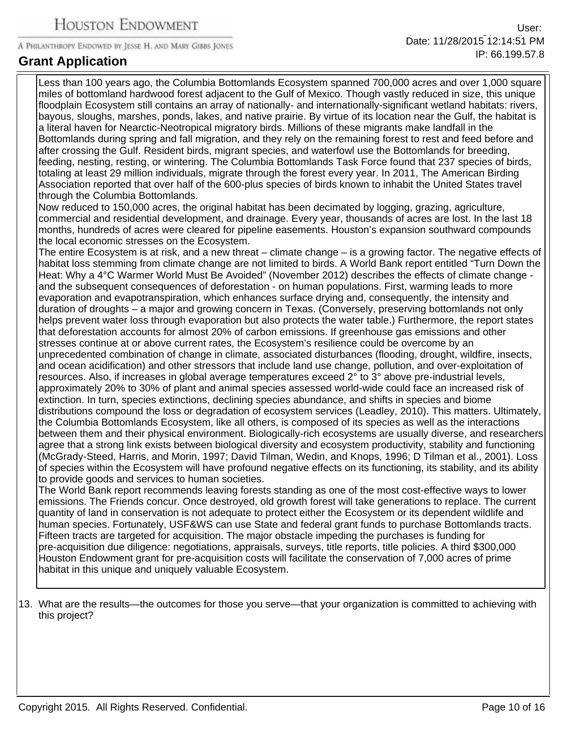Less than 100 years ago, the Columbia Bottomlands Ecosystem spanned 700,000 acres and over 1,000 square miles of bottomland hardwood forest adjacent to the Gulf of Mexico. Though vastly reduced in size, this unique floodplain Ecosystem still contains an array of nationally- and internationally-significant wetland habitats: rivers, bayous, sloughs, marshes, ponds, lakes, and native prairie. By virtue of its location near the Gulf, the habitat is a literal haven for Nearctic-Neotropical migratory birds. Millions of these migrants make landfall in the Bottomlands during spring and fall migration, and they rely on the remaining forest to rest and feed before and after crossing the Gulf. Resident birds, migrant species, and waterfowl use the Bottomlands for breeding, feeding, nesting, resting, or wintering. The Columbia Bottomlands Task Force found that 237 species of birds, totaling at least 29 million individuals, migrate through the forest every year. In 2011, The American Birding Association reported that over half of the 600-plus species of birds known to inhabit the United States travel through the Columbia Bottomlands.

Now reduced to 150,000 acres, the original habitat has been decimated by logging, grazing, agriculture, commercial and residential development, and drainage. Every year, thousands of acres are lost. In the last 18 months, hundreds of acres were cleared for pipeline easements. Houston's expansion southward compounds the local economic stresses on the Ecosystem.

The entire Ecosystem is at risk, and a new threat – climate change – is a growing factor. The negative effects of habitat loss stemming from climate change are not limited to birds. A World Bank report entitled "Turn Down the Heat: Why a 4°C Warmer World Must Be Avoided" (November 2012) describes the effects of climate change - and the subsequent consequences of deforestation - on human populations. First, warming leads to more evaporation and evapotranspiration, which enhances surface drying and, consequently, the intensity and duration of droughts – a major and growing concern in Texas. (Conversely, preserving bottomlands not only helps prevent water loss through evaporation but also protects the water table.) Furthermore, the report states that deforestation accounts for almost 20% of carbon emissions. If greenhouse gas emissions and other stresses continue at or above current rates, the Ecosystem's resilience could be overcome by an unprecedented combination of change in climate, associated disturbances (flooding, drought, wildfire, insects, and ocean acidification) and other stressors that include land use change, pollution, and over-exploitation of resources. Also, if increases in global average temperatures exceed 2° to 3° above pre-industrial levels, approximately 20% to 30% of plant and animal species assessed world-wide could face an increased risk of extinction. In turn, species extinctions, declining species abundance, and shifts in species and biome distributions compound the loss or degradation of ecosystem services (Leadley, 2010). This matters. Ultimately, the Columbia Bottomlands Ecosystem, like all others, is composed of its species as well as the interactions between them and their physical environment. Biologically-rich ecosystems are usually diverse, and researchers agree that a strong link exists between biological diversity and ecosystem productivity, stability and functioning (McGrady-Steed, Harris, and Morin, 1997; David Tilman, Wedin, and Knops, 1996; D Tilman et al., 2001). Loss of species within the Ecosystem will have profound negative effects on its functioning, its stability, and its ability to provide goods and services to human societies.

The World Bank report recommends leaving forests standing as one of the most cost-effective ways to lower emissions. The Friends concur. Once destroyed, old growth forest will take generations to replace. The current quantity of land in conservation is not adequate to protect either the Ecosystem or its dependent wildlife and human species. Fortunately, USF&WS can use State and federal grant funds to purchase Bottomlands tracts. Fifteen tracts are targeted for acquisition. The major obstacle impeding the purchases is funding for pre-acquisition due diligence: negotiations, appraisals, surveys, title reports, title policies. A third $300,000 Houston Endowment grant for pre-acquisition costs will facilitate the conservation of 7,000 acres of prime habitat in this unique and uniquely valuable Ecosystem.

13. What are the results—the outcomes for those you serve—that your organization is committed to achieving with this project?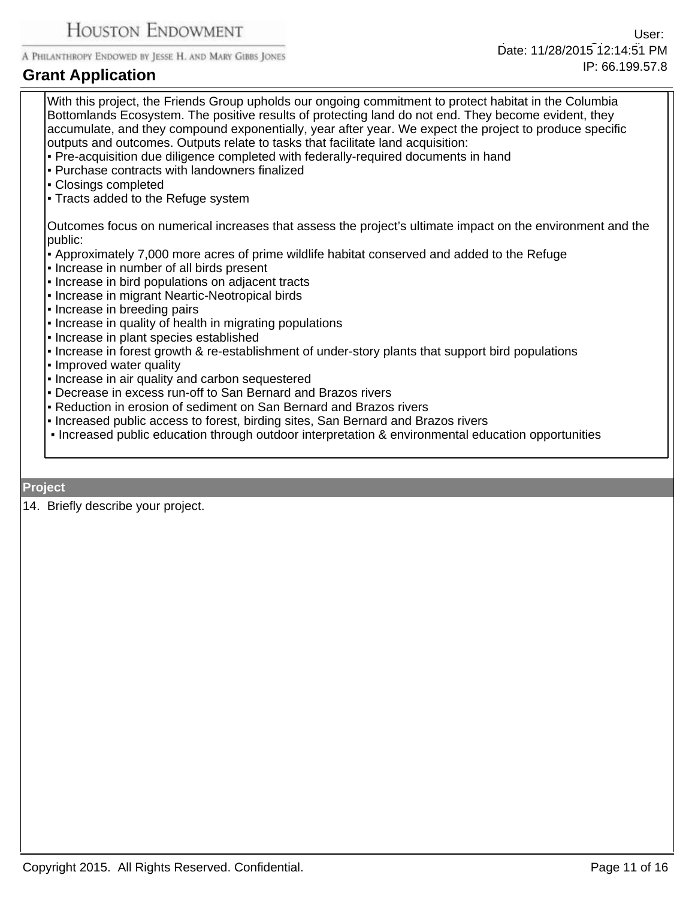With this project, the Friends Group upholds our ongoing commitment to protect habitat in the Columbia Bottomlands Ecosystem. The positive results of protecting land do not end. They become evident, they accumulate, and they compound exponentially, year after year. We expect the project to produce specific outputs and outcomes. Outputs relate to tasks that facilitate land acquisition:

▪ Pre-acquisition due diligence completed with federally-required documents in hand
▪ Purchase contracts with landowners finalized
▪ Closings completed
▪ Tracts added to the Refuge system

Outcomes focus on numerical increases that assess the project's ultimate impact on the environment and the public:

▪ Approximately 7,000 more acres of prime wildlife habitat conserved and added to the Refuge
▪ Increase in number of all birds present
▪ Increase in bird populations on adjacent tracts
▪ Increase in migrant Neartic-Neotropical birds
▪ Increase in breeding pairs
▪ Increase in quality of health in migrating populations
▪ Increase in plant species established
▪ Increase in forest growth & re-establishment of under-story plants that support bird populations
▪ Improved water quality
▪ Increase in air quality and carbon sequestered
▪ Decrease in excess run-off to San Bernard and Brazos rivers
▪ Reduction in erosion of sediment on San Bernard and Brazos rivers
▪ Increased public access to forest, birding sites, San Bernard and Brazos rivers
▪ Increased public education through outdoor interpretation & environmental education opportunities

## Project

14. Briefly describe your project.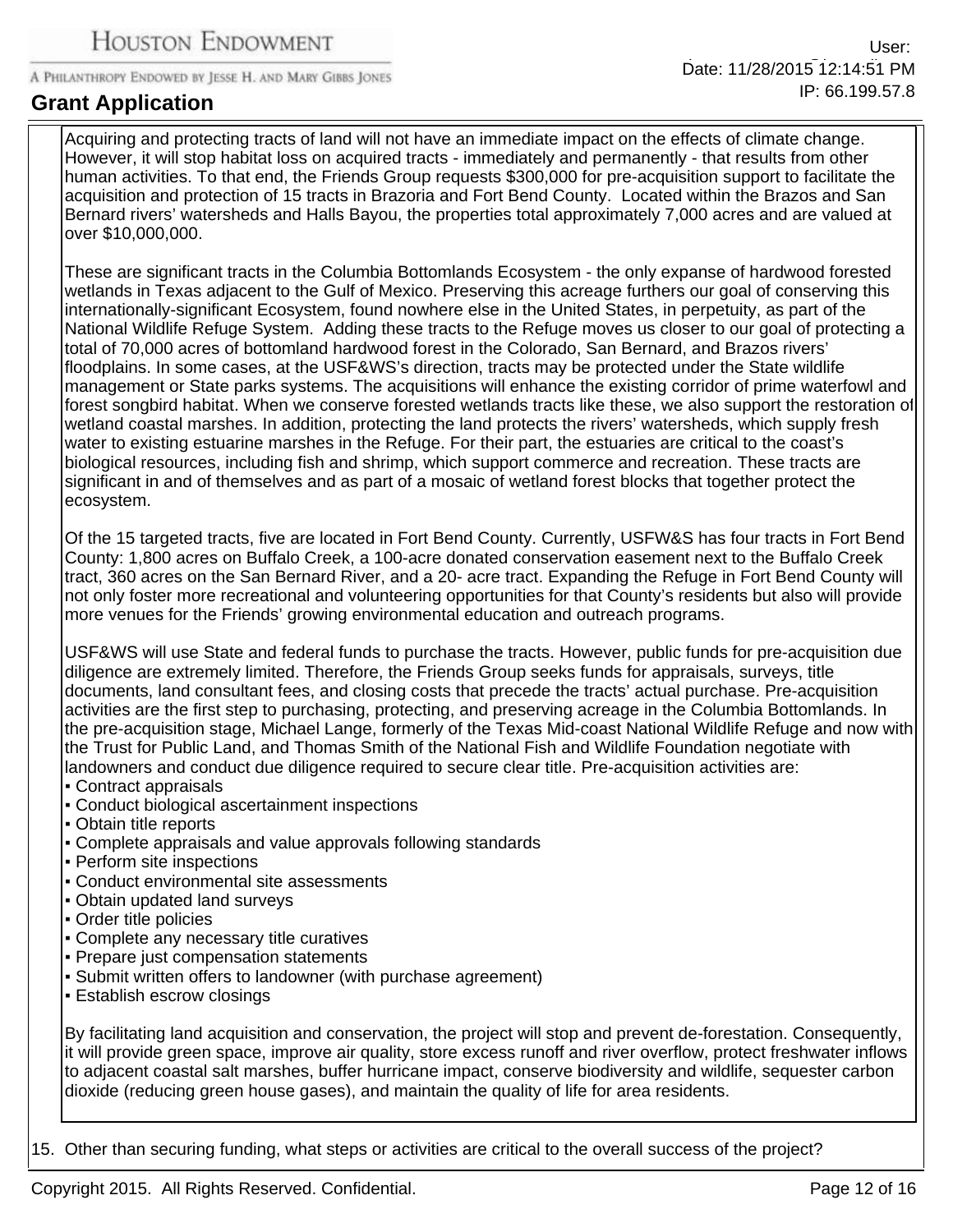Acquiring and protecting tracts of land will not have an immediate impact on the effects of climate change. However, it will stop habitat loss on acquired tracts - immediately and permanently - that results from other human activities. To that end, the Friends Group requests $300,000 for pre-acquisition support to facilitate the acquisition and protection of 15 tracts in Brazoria and Fort Bend County. Located within the Brazos and San Bernard rivers' watersheds and Halls Bayou, the properties total approximately 7,000 acres and are valued at over $10,000,000.

These are significant tracts in the Columbia Bottomlands Ecosystem - the only expanse of hardwood forested wetlands in Texas adjacent to the Gulf of Mexico. Preserving this acreage furthers our goal of conserving this internationally-significant Ecosystem, found nowhere else in the United States, in perpetuity, as part of the National Wildlife Refuge System. Adding these tracts to the Refuge moves us closer to our goal of protecting a total of 70,000 acres of bottomland hardwood forest in the Colorado, San Bernard, and Brazos rivers' floodplains. In some cases, at the USF&WS's direction, tracts may be protected under the State wildlife management or State parks systems. The acquisitions will enhance the existing corridor of prime waterfowl and forest songbird habitat. When we conserve forested wetlands tracts like these, we also support the restoration of wetland coastal marshes. In addition, protecting the land protects the rivers' watersheds, which supply fresh water to existing estuarine marshes in the Refuge. For their part, the estuaries are critical to the coast's biological resources, including fish and shrimp, which support commerce and recreation. These tracts are significant in and of themselves and as part of a mosaic of wetland forest blocks that together protect the ecosystem.

Of the 15 targeted tracts, five are located in Fort Bend County. Currently, USFW&S has four tracts in Fort Bend County: 1,800 acres on Buffalo Creek, a 100-acre donated conservation easement next to the Buffalo Creek tract, 360 acres on the San Bernard River, and a 20- acre tract. Expanding the Refuge in Fort Bend County will not only foster more recreational and volunteering opportunities for that County's residents but also will provide more venues for the Friends' growing environmental education and outreach programs.

USF&WS will use State and federal funds to purchase the tracts. However, public funds for pre-acquisition due diligence are extremely limited. Therefore, the Friends Group seeks funds for appraisals, surveys, title documents, land consultant fees, and closing costs that precede the tracts' actual purchase. Pre-acquisition activities are the first step to purchasing, protecting, and preserving acreage in the Columbia Bottomlands. In the pre-acquisition stage, Michael Lange, formerly of the Texas Mid-coast National Wildlife Refuge and now with the Trust for Public Land, and Thomas Smith of the National Fish and Wildlife Foundation negotiate with landowners and conduct due diligence required to secure clear title. Pre-acquisition activities are:

- Contract appraisals
- Conduct biological ascertainment inspections
- Obtain title reports
- Complete appraisals and value approvals following standards
- Perform site inspections
- Conduct environmental site assessments
- Obtain updated land surveys
- Order title policies
- Complete any necessary title curatives
- Prepare just compensation statements
- Submit written offers to landowner (with purchase agreement)
- Establish escrow closings

By facilitating land acquisition and conservation, the project will stop and prevent de-forestation. Consequently, it will provide green space, improve air quality, store excess runoff and river overflow, protect freshwater inflows to adjacent coastal salt marshes, buffer hurricane impact, conserve biodiversity and wildlife, sequester carbon dioxide (reducing green house gases), and maintain the quality of life for area residents.

15. Other than securing funding, what steps or activities are critical to the overall success of the project?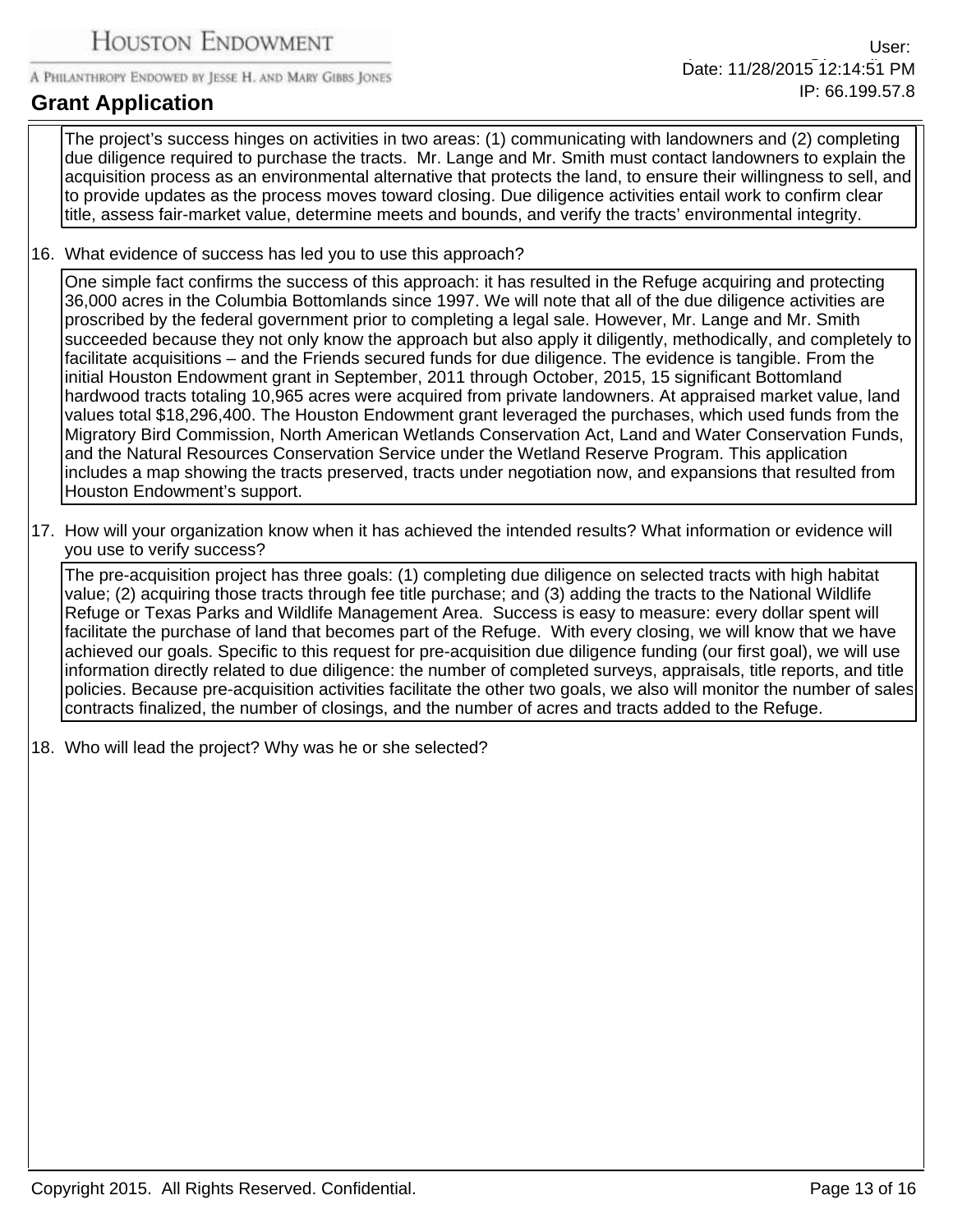The project's success hinges on activities in two areas: (1) communicating with landowners and (2) completing due diligence required to purchase the tracts. Mr. Lange and Mr. Smith must contact landowners to explain the acquisition process as an environmental alternative that protects the land, to ensure their willingness to sell, and to provide updates as the process moves toward closing. Due diligence activities entail work to confirm clear title, assess fair-market value, determine meets and bounds, and verify the tracts' environmental integrity.

16. What evidence of success has led you to use this approach?

One simple fact confirms the success of this approach: it has resulted in the Refuge acquiring and protecting 36,000 acres in the Columbia Bottomlands since 1997. We will note that all of the due diligence activities are proscribed by the federal government prior to completing a legal sale. However, Mr. Lange and Mr. Smith succeeded because they not only know the approach but also apply it diligently, methodically, and completely to facilitate acquisitions – and the Friends secured funds for due diligence. The evidence is tangible. From the initial Houston Endowment grant in September, 2011 through October, 2015, 15 significant Bottomland hardwood tracts totaling 10,965 acres were acquired from private landowners. At appraised market value, land values total $18,296,400. The Houston Endowment grant leveraged the purchases, which used funds from the Migratory Bird Commission, North American Wetlands Conservation Act, Land and Water Conservation Funds, and the Natural Resources Conservation Service under the Wetland Reserve Program. This application includes a map showing the tracts preserved, tracts under negotiation now, and expansions that resulted from Houston Endowment's support.

17. How will your organization know when it has achieved the intended results? What information or evidence will you use to verify success?

The pre-acquisition project has three goals: (1) completing due diligence on selected tracts with high habitat value; (2) acquiring those tracts through fee title purchase; and (3) adding the tracts to the National Wildlife Refuge or Texas Parks and Wildlife Management Area. Success is easy to measure: every dollar spent will facilitate the purchase of land that becomes part of the Refuge. With every closing, we will know that we have achieved our goals. Specific to this request for pre-acquisition due diligence funding (our first goal), we will use information directly related to due diligence: the number of completed surveys, appraisals, title reports, and title policies. Because pre-acquisition activities facilitate the other two goals, we also will monitor the number of sales contracts finalized, the number of closings, and the number of acres and tracts added to the Refuge.

18. Who will lead the project? Why was he or she selected?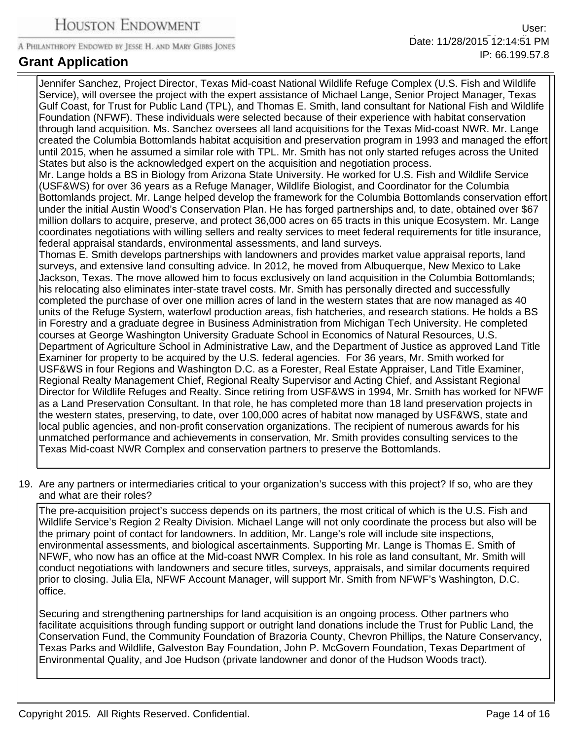Jennifer Sanchez, Project Director, Texas Mid-coast National Wildlife Refuge Complex (U.S. Fish and Wildlife Service), will oversee the project with the expert assistance of Michael Lange, Senior Project Manager, Texas Gulf Coast, for Trust for Public Land (TPL), and Thomas E. Smith, land consultant for National Fish and Wildlife Foundation (NFWF). These individuals were selected because of their experience with habitat conservation through land acquisition. Ms. Sanchez oversees all land acquisitions for the Texas Mid-coast NWR. Mr. Lange created the Columbia Bottomlands habitat acquisition and preservation program in 1993 and managed the effort until 2015, when he assumed a similar role with TPL. Mr. Smith has not only started refuges across the United States but also is the acknowledged expert on the acquisition and negotiation process.

Mr. Lange holds a BS in Biology from Arizona State University. He worked for U.S. Fish and Wildlife Service (USF&WS) for over 36 years as a Refuge Manager, Wildlife Biologist, and Coordinator for the Columbia Bottomlands project. Mr. Lange helped develop the framework for the Columbia Bottomlands conservation effort under the initial Austin Wood's Conservation Plan. He has forged partnerships and, to date, obtained over $67 million dollars to acquire, preserve, and protect 36,000 acres on 65 tracts in this unique Ecosystem. Mr. Lange coordinates negotiations with willing sellers and realty services to meet federal requirements for title insurance, federal appraisal standards, environmental assessments, and land surveys.

Thomas E. Smith develops partnerships with landowners and provides market value appraisal reports, land surveys, and extensive land consulting advice. In 2012, he moved from Albuquerque, New Mexico to Lake Jackson, Texas. The move allowed him to focus exclusively on land acquisition in the Columbia Bottomlands; his relocating also eliminates inter-state travel costs. Mr. Smith has personally directed and successfully completed the purchase of over one million acres of land in the western states that are now managed as 40 units of the Refuge System, waterfowl production areas, fish hatcheries, and research stations. He holds a BS in Forestry and a graduate degree in Business Administration from Michigan Tech University. He completed courses at George Washington University Graduate School in Economics of Natural Resources, U.S. Department of Agriculture School in Administrative Law, and the Department of Justice as approved Land Title Examiner for property to be acquired by the U.S. federal agencies. For 36 years, Mr. Smith worked for USF&WS in four Regions and Washington D.C. as a Forester, Real Estate Appraiser, Land Title Examiner, Regional Realty Management Chief, Regional Realty Supervisor and Acting Chief, and Assistant Regional Director for Wildlife Refuges and Realty. Since retiring from USF&WS in 1994, Mr. Smith has worked for NFWF as a Land Preservation Consultant. In that role, he has completed more than 18 land preservation projects in the western states, preserving, to date, over 100,000 acres of habitat now managed by USF&WS, state and local public agencies, and non-profit conservation organizations. The recipient of numerous awards for his unmatched performance and achievements in conservation, Mr. Smith provides consulting services to the Texas Mid-coast NWR Complex and conservation partners to preserve the Bottomlands.

19. Are any partners or intermediaries critical to your organization's success with this project? If so, who are they and what are their roles?

The pre-acquisition project's success depends on its partners, the most critical of which is the U.S. Fish and Wildlife Service's Region 2 Realty Division. Michael Lange will not only coordinate the process but also will be the primary point of contact for landowners. In addition, Mr. Lange's role will include site inspections, environmental assessments, and biological ascertainments. Supporting Mr. Lange is Thomas E. Smith of NFWF, who now has an office at the Mid-coast NWR Complex. In his role as land consultant, Mr. Smith will conduct negotiations with landowners and secure titles, surveys, appraisals, and similar documents required prior to closing. Julia Ela, NFWF Account Manager, will support Mr. Smith from NFWF's Washington, D.C. office.

Securing and strengthening partnerships for land acquisition is an ongoing process. Other partners who facilitate acquisitions through funding support or outright land donations include the Trust for Public Land, the Conservation Fund, the Community Foundation of Brazoria County, Chevron Phillips, the Nature Conservancy, Texas Parks and Wildlife, Galveston Bay Foundation, John P. McGovern Foundation, Texas Department of Environmental Quality, and Joe Hudson (private landowner and donor of the Hudson Woods tract).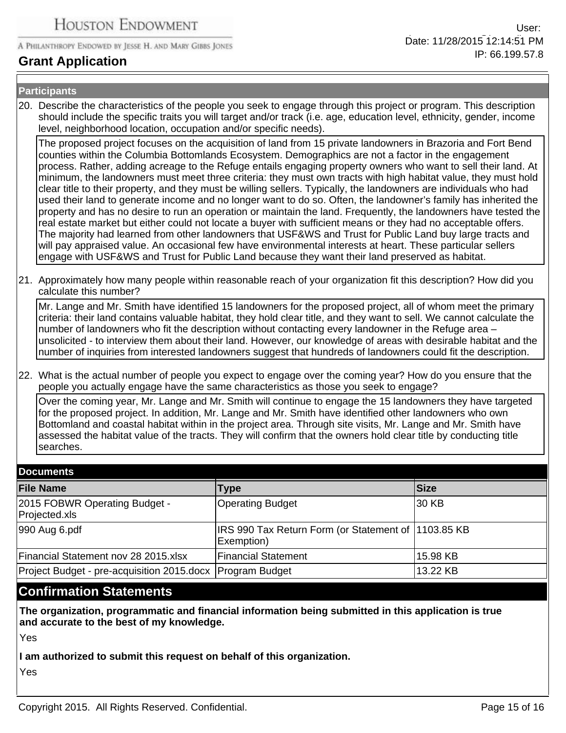## Participants

20. Describe the characteristics of the people you seek to engage through this project or program. This description should include the specific traits you will target and/or track (i.e. age, education level, ethnicity, gender, income level, neighborhood location, occupation and/or specific needs).

The proposed project focuses on the acquisition of land from 15 private landowners in Brazoria and Fort Bend counties within the Columbia Bottomlands Ecosystem. Demographics are not a factor in the engagement process. Rather, adding acreage to the Refuge entails engaging property owners who want to sell their land. At minimum, the landowners must meet three criteria: they must own tracts with high habitat value, they must hold clear title to their property, and they must be willing sellers. Typically, the landowners are individuals who had used their land to generate income and no longer want to do so. Often, the landowner's family has inherited the property and has no desire to run an operation or maintain the land. Frequently, the landowners have tested the real estate market but either could not locate a buyer with sufficient means or they had no acceptable offers. The majority had learned from other landowners that USF&WS and Trust for Public Land buy large tracts and will pay appraised value. An occasional few have environmental interests at heart. These particular sellers engage with USF&WS and Trust for Public Land because they want their land preserved as habitat.

21. Approximately how many people within reasonable reach of your organization fit this description? How did you calculate this number?

Mr. Lange and Mr. Smith have identified 15 landowners for the proposed project, all of whom meet the primary criteria: their land contains valuable habitat, they hold clear title, and they want to sell. We cannot calculate the number of landowners who fit the description without contacting every landowner in the Refuge area – unsolicited - to interview them about their land. However, our knowledge of areas with desirable habitat and the number of inquiries from interested landowners suggest that hundreds of landowners could fit the description.

22. What is the actual number of people you expect to engage over the coming year? How do you ensure that the people you actually engage have the same characteristics as those you seek to engage?

Over the coming year, Mr. Lange and Mr. Smith will continue to engage the 15 landowners they have targeted for the proposed project. In addition, Mr. Lange and Mr. Smith have identified other landowners who own Bottomland and coastal habitat within in the project area. Through site visits, Mr. Lange and Mr. Smith have assessed the habitat value of the tracts. They will confirm that the owners hold clear title by conducting title searches.

## Documents

| File Name | Type | Size |
|---|---|---|
| 2015 FOBWR Operating Budget - Projected.xls | Operating Budget | 30 KB |
| 990 Aug 6.pdf | IRS 990 Tax Return Form (or Statement of Exemption) | 1103.85 KB |
| Financial Statement nov 28 2015.xlsx | Financial Statement | 15.98 KB |
| Project Budget - pre-acquisition 2015.docx | Program Budget | 13.22 KB |

## Confirmation Statements

**The organization, programmatic and financial information being submitted in this application is true and accurate to the best of my knowledge.**

Yes

**I am authorized to submit this request on behalf of this organization.**

Yes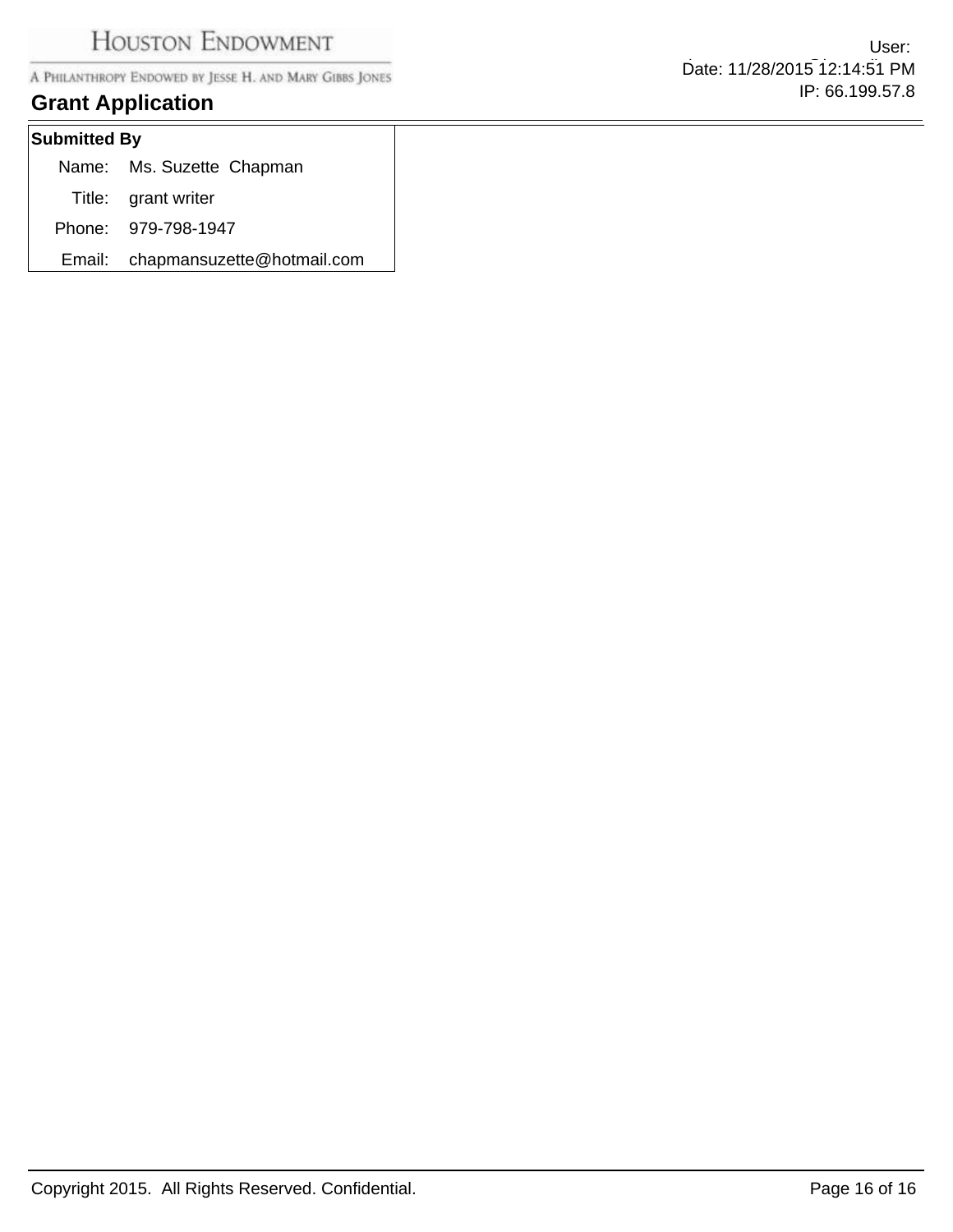**Submitted By**

| | |
|---|---|
| Name: | Ms. Suzette Chapman |
| Title: | grant writer |
| Phone: | 979-798-1947 |
| Email: | chapmansuzette@hotmail.com |